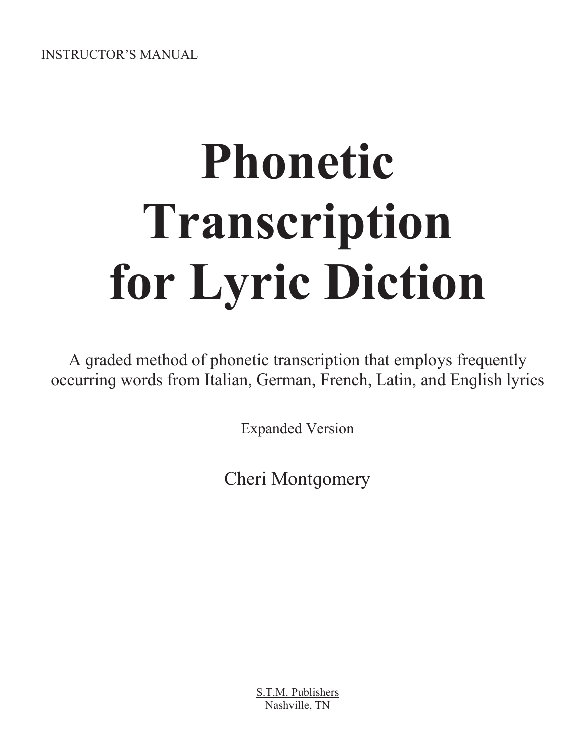INSTRUCTOR'S MANUAL

# Phonetic Transcription for Lyric Diction

A graded method of phonetic transcription that employs frequently occurring words from Italian, German, French, Latin, and English lyrics

Expanded Version

Cheri Montgomery

S.T.M. Publishers
Nashville, TN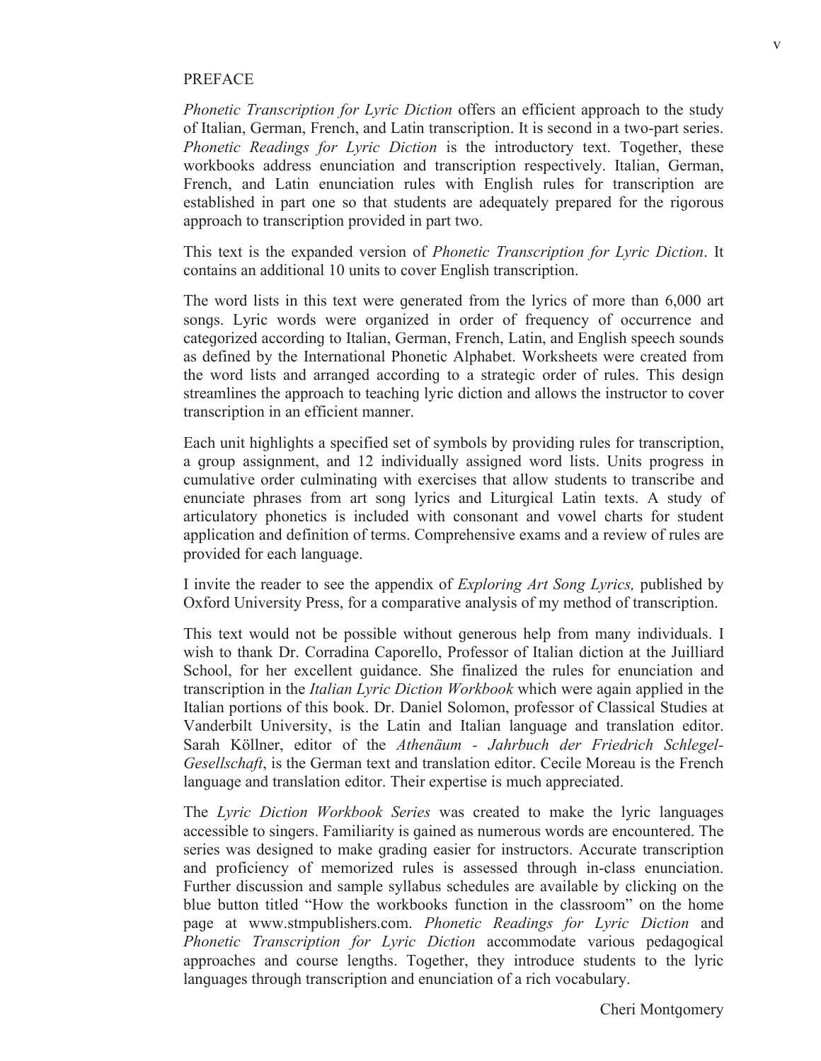## PREFACE

*Phonetic Transcription for Lyric Diction* offers an efficient approach to the study of Italian, German, French, and Latin transcription. It is second in a two-part series. *Phonetic Readings for Lyric Diction* is the introductory text. Together, these workbooks address enunciation and transcription respectively. Italian, German, French, and Latin enunciation rules with English rules for transcription are established in part one so that students are adequately prepared for the rigorous approach to transcription provided in part two.

This text is the expanded version of *Phonetic Transcription for Lyric Diction*. It contains an additional 10 units to cover English transcription.

The word lists in this text were generated from the lyrics of more than 6,000 art songs. Lyric words were organized in order of frequency of occurrence and categorized according to Italian, German, French, Latin, and English speech sounds as defined by the International Phonetic Alphabet. Worksheets were created from the word lists and arranged according to a strategic order of rules. This design streamlines the approach to teaching lyric diction and allows the instructor to cover transcription in an efficient manner.

Each unit highlights a specified set of symbols by providing rules for transcription, a group assignment, and 12 individually assigned word lists. Units progress in cumulative order culminating with exercises that allow students to transcribe and enunciate phrases from art song lyrics and Liturgical Latin texts. A study of articulatory phonetics is included with consonant and vowel charts for student application and definition of terms. Comprehensive exams and a review of rules are provided for each language.

I invite the reader to see the appendix of *Exploring Art Song Lyrics,* published by Oxford University Press, for a comparative analysis of my method of transcription.

This text would not be possible without generous help from many individuals. I wish to thank Dr. Corradina Caporello, Professor of Italian diction at the Juilliard School, for her excellent guidance. She finalized the rules for enunciation and transcription in the *Italian Lyric Diction Workbook* which were again applied in the Italian portions of this book. Dr. Daniel Solomon, professor of Classical Studies at Vanderbilt University, is the Latin and Italian language and translation editor. Sarah Köllner, editor of the *Athenäum - Jahrbuch der Friedrich Schlegel-Gesellschaft*, is the German text and translation editor. Cecile Moreau is the French language and translation editor. Their expertise is much appreciated.

The *Lyric Diction Workbook Series* was created to make the lyric languages accessible to singers. Familiarity is gained as numerous words are encountered. The series was designed to make grading easier for instructors. Accurate transcription and proficiency of memorized rules is assessed through in-class enunciation. Further discussion and sample syllabus schedules are available by clicking on the blue button titled "How the workbooks function in the classroom" on the home page at www.stmpublishers.com. *Phonetic Readings for Lyric Diction* and *Phonetic Transcription for Lyric Diction* accommodate various pedagogical approaches and course lengths. Together, they introduce students to the lyric languages through transcription and enunciation of a rich vocabulary.

Cheri Montgomery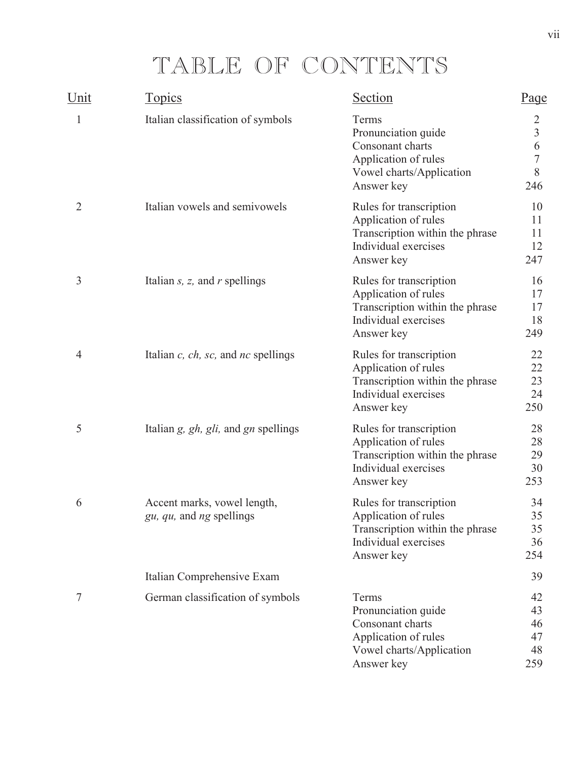# TABLE OF CONTENTS

| Unit | Topics | Section | Page |
|---|---|---|---|
| 1 | Italian classification of symbols | Terms | 2 |
| | | Pronunciation guide | 3 |
| | | Consonant charts | 6 |
| | | Application of rules | 7 |
| | | Vowel charts/Application | 8 |
| | | Answer key | 246 |
| 2 | Italian vowels and semivowels | Rules for transcription | 10 |
| | | Application of rules | 11 |
| | | Transcription within the phrase | 11 |
| | | Individual exercises | 12 |
| | | Answer key | 247 |
| 3 | Italian *s, z,* and *r* spellings | Rules for transcription | 16 |
| | | Application of rules | 17 |
| | | Transcription within the phrase | 17 |
| | | Individual exercises | 18 |
| | | Answer key | 249 |
| 4 | Italian *c, ch, sc,* and *nc* spellings | Rules for transcription | 22 |
| | | Application of rules | 22 |
| | | Transcription within the phrase | 23 |
| | | Individual exercises | 24 |
| | | Answer key | 250 |
| 5 | Italian *g, gh, gli,* and *gn* spellings | Rules for transcription | 28 |
| | | Application of rules | 28 |
| | | Transcription within the phrase | 29 |
| | | Individual exercises | 30 |
| | | Answer key | 253 |
| 6 | Accent marks, vowel length, *gu, qu,* and *ng* spellings | Rules for transcription | 34 |
| | | Application of rules | 35 |
| | | Transcription within the phrase | 35 |
| | | Individual exercises | 36 |
| | | Answer key | 254 |
| | Italian Comprehensive Exam | | 39 |
| 7 | German classification of symbols | Terms | 42 |
| | | Pronunciation guide | 43 |
| | | Consonant charts | 46 |
| | | Application of rules | 47 |
| | | Vowel charts/Application | 48 |
| | | Answer key | 259 |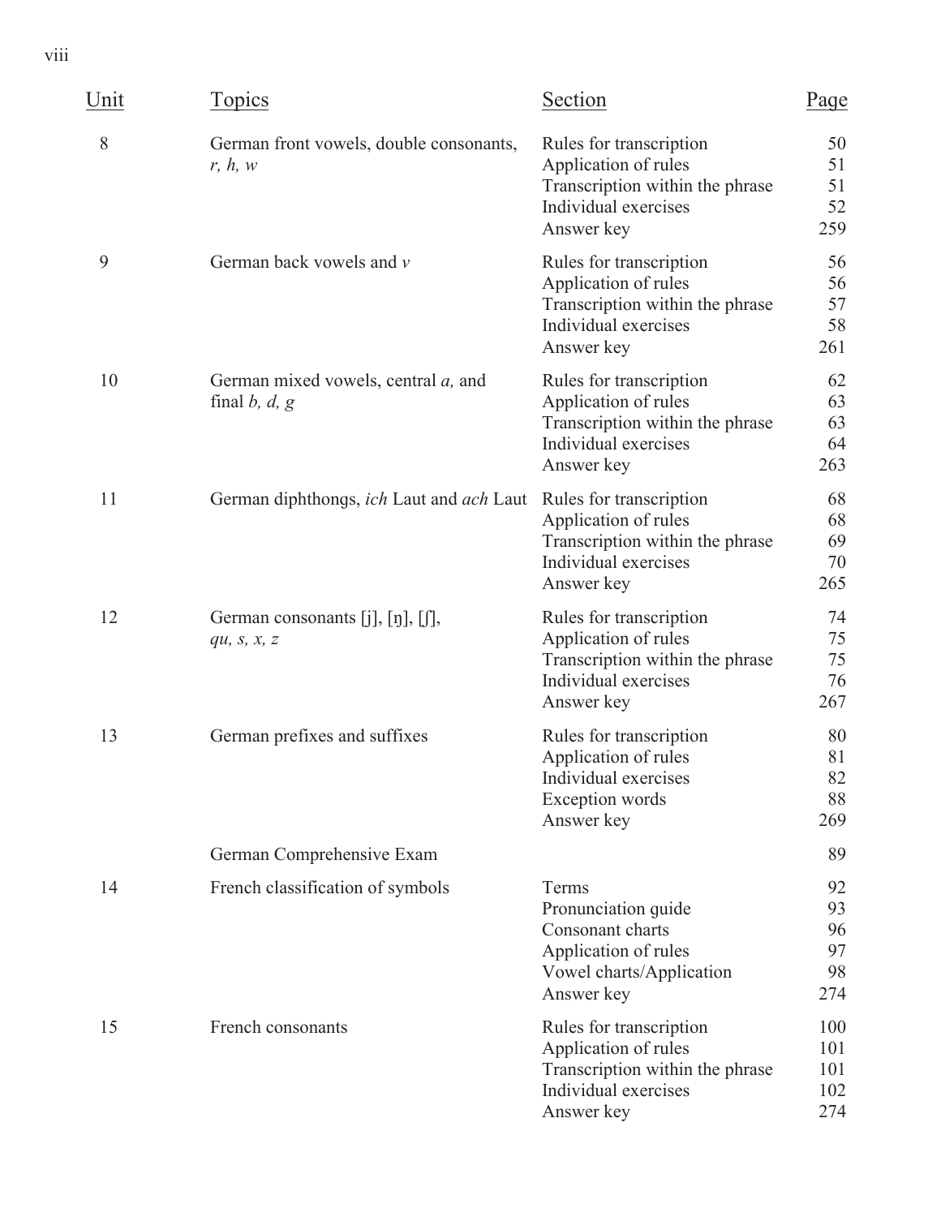| Unit | Topics | Section | Page |
|---|---|---|---|
| 8 | German front vowels, double consonants, *r, h, w* | Rules for transcription | 50 |
| | | Application of rules | 51 |
| | | Transcription within the phrase | 51 |
| | | Individual exercises | 52 |
| | | Answer key | 259 |
| 9 | German back vowels and *v* | Rules for transcription | 56 |
| | | Application of rules | 56 |
| | | Transcription within the phrase | 57 |
| | | Individual exercises | 58 |
| | | Answer key | 261 |
| 10 | German mixed vowels, central *a,* and final *b, d, g* | Rules for transcription | 62 |
| | | Application of rules | 63 |
| | | Transcription within the phrase | 63 |
| | | Individual exercises | 64 |
| | | Answer key | 263 |
| 11 | German diphthongs, *ich* Laut and *ach* Laut | Rules for transcription | 68 |
| | | Application of rules | 68 |
| | | Transcription within the phrase | 69 |
| | | Individual exercises | 70 |
| | | Answer key | 265 |
| 12 | German consonants [j], [ŋ], [ʃ], *qu, s, x, z* | Rules for transcription | 74 |
| | | Application of rules | 75 |
| | | Transcription within the phrase | 75 |
| | | Individual exercises | 76 |
| | | Answer key | 267 |
| 13 | German prefixes and suffixes | Rules for transcription | 80 |
| | | Application of rules | 81 |
| | | Individual exercises | 82 |
| | | Exception words | 88 |
| | | Answer key | 269 |
| | German Comprehensive Exam | | 89 |
| 14 | French classification of symbols | Terms | 92 |
| | | Pronunciation guide | 93 |
| | | Consonant charts | 96 |
| | | Application of rules | 97 |
| | | Vowel charts/Application | 98 |
| | | Answer key | 274 |
| 15 | French consonants | Rules for transcription | 100 |
| | | Application of rules | 101 |
| | | Transcription within the phrase | 101 |
| | | Individual exercises | 102 |
| | | Answer key | 274 |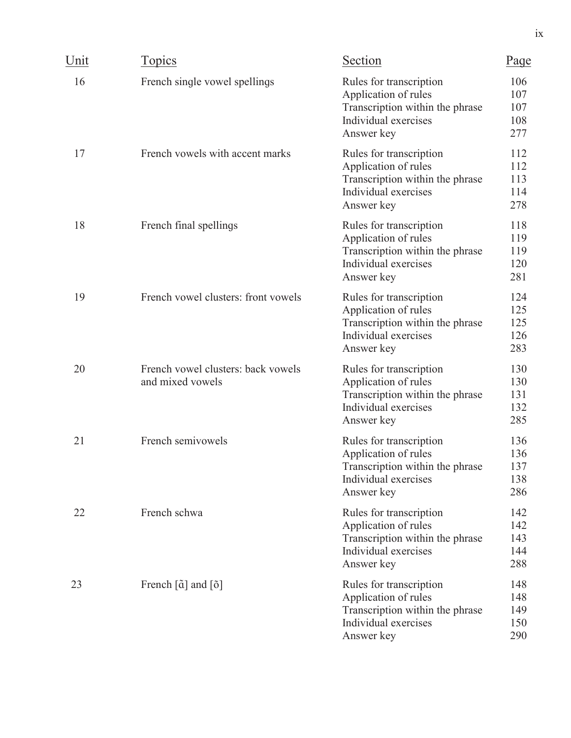| Unit | Topics | Section | Page |
|---|---|---|---|
| 16 | French single vowel spellings | Rules for transcription | 106 |
| | | Application of rules | 107 |
| | | Transcription within the phrase | 107 |
| | | Individual exercises | 108 |
| | | Answer key | 277 |
| 17 | French vowels with accent marks | Rules for transcription | 112 |
| | | Application of rules | 112 |
| | | Transcription within the phrase | 113 |
| | | Individual exercises | 114 |
| | | Answer key | 278 |
| 18 | French final spellings | Rules for transcription | 118 |
| | | Application of rules | 119 |
| | | Transcription within the phrase | 119 |
| | | Individual exercises | 120 |
| | | Answer key | 281 |
| 19 | French vowel clusters: front vowels | Rules for transcription | 124 |
| | | Application of rules | 125 |
| | | Transcription within the phrase | 125 |
| | | Individual exercises | 126 |
| | | Answer key | 283 |
| 20 | French vowel clusters: back vowels and mixed vowels | Rules for transcription | 130 |
| | | Application of rules | 130 |
| | | Transcription within the phrase | 131 |
| | | Individual exercises | 132 |
| | | Answer key | 285 |
| 21 | French semivowels | Rules for transcription | 136 |
| | | Application of rules | 136 |
| | | Transcription within the phrase | 137 |
| | | Individual exercises | 138 |
| | | Answer key | 286 |
| 22 | French schwa | Rules for transcription | 142 |
| | | Application of rules | 142 |
| | | Transcription within the phrase | 143 |
| | | Individual exercises | 144 |
| | | Answer key | 288 |
| 23 | French [ɑ̃] and [õ] | Rules for transcription | 148 |
| | | Application of rules | 148 |
| | | Transcription within the phrase | 149 |
| | | Individual exercises | 150 |
| | | Answer key | 290 |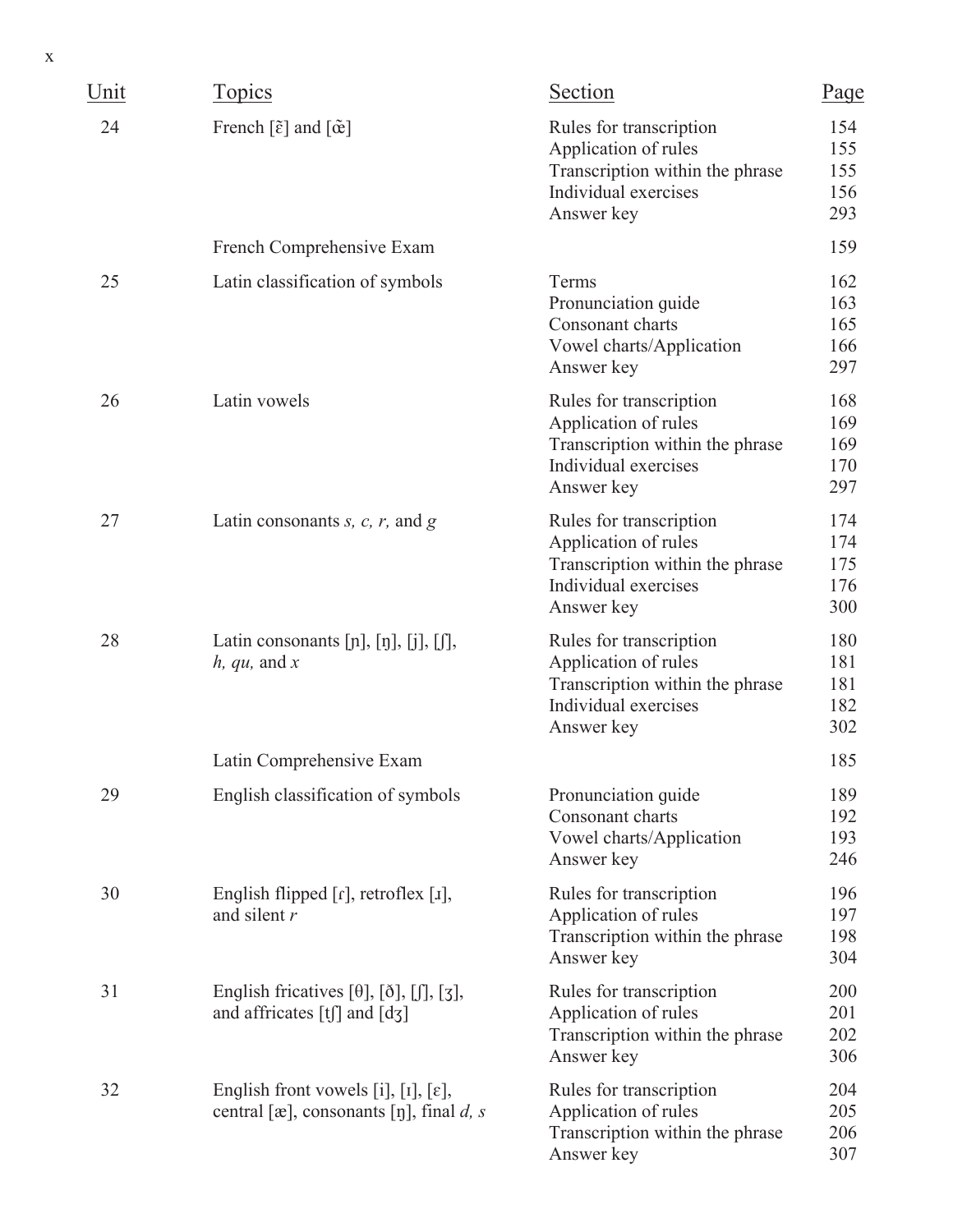| Unit | Topics | Section | Page |
|---|---|---|---|
| 24 | French [ɛ̃] and [œ̃] | Rules for transcription | 154 |
| | | Application of rules | 155 |
| | | Transcription within the phrase | 155 |
| | | Individual exercises | 156 |
| | | Answer key | 293 |
| | French Comprehensive Exam | | 159 |
| 25 | Latin classification of symbols | Terms | 162 |
| | | Pronunciation guide | 163 |
| | | Consonant charts | 165 |
| | | Vowel charts/Application | 166 |
| | | Answer key | 297 |
| 26 | Latin vowels | Rules for transcription | 168 |
| | | Application of rules | 169 |
| | | Transcription within the phrase | 169 |
| | | Individual exercises | 170 |
| | | Answer key | 297 |
| 27 | Latin consonants *s, c, r,* and *g* | Rules for transcription | 174 |
| | | Application of rules | 174 |
| | | Transcription within the phrase | 175 |
| | | Individual exercises | 176 |
| | | Answer key | 300 |
| 28 | Latin consonants [ɲ], [ŋ], [j], [ʃ], *h, qu,* and *x* | Rules for transcription | 180 |
| | | Application of rules | 181 |
| | | Transcription within the phrase | 181 |
| | | Individual exercises | 182 |
| | | Answer key | 302 |
| | Latin Comprehensive Exam | | 185 |
| 29 | English classification of symbols | Pronunciation guide | 189 |
| | | Consonant charts | 192 |
| | | Vowel charts/Application | 193 |
| | | Answer key | 246 |
| 30 | English flipped [ɾ], retroflex [ɹ], and silent *r* | Rules for transcription | 196 |
| | | Application of rules | 197 |
| | | Transcription within the phrase | 198 |
| | | Answer key | 304 |
| 31 | English fricatives [θ], [ð], [ʃ], [ʒ], and affricates [tʃ] and [dʒ] | Rules for transcription | 200 |
| | | Application of rules | 201 |
| | | Transcription within the phrase | 202 |
| | | Answer key | 306 |
| 32 | English front vowels [i], [ɪ], [ɛ], central [æ], consonants [ŋ], final *d, s* | Rules for transcription | 204 |
| | | Application of rules | 205 |
| | | Transcription within the phrase | 206 |
| | | Answer key | 307 |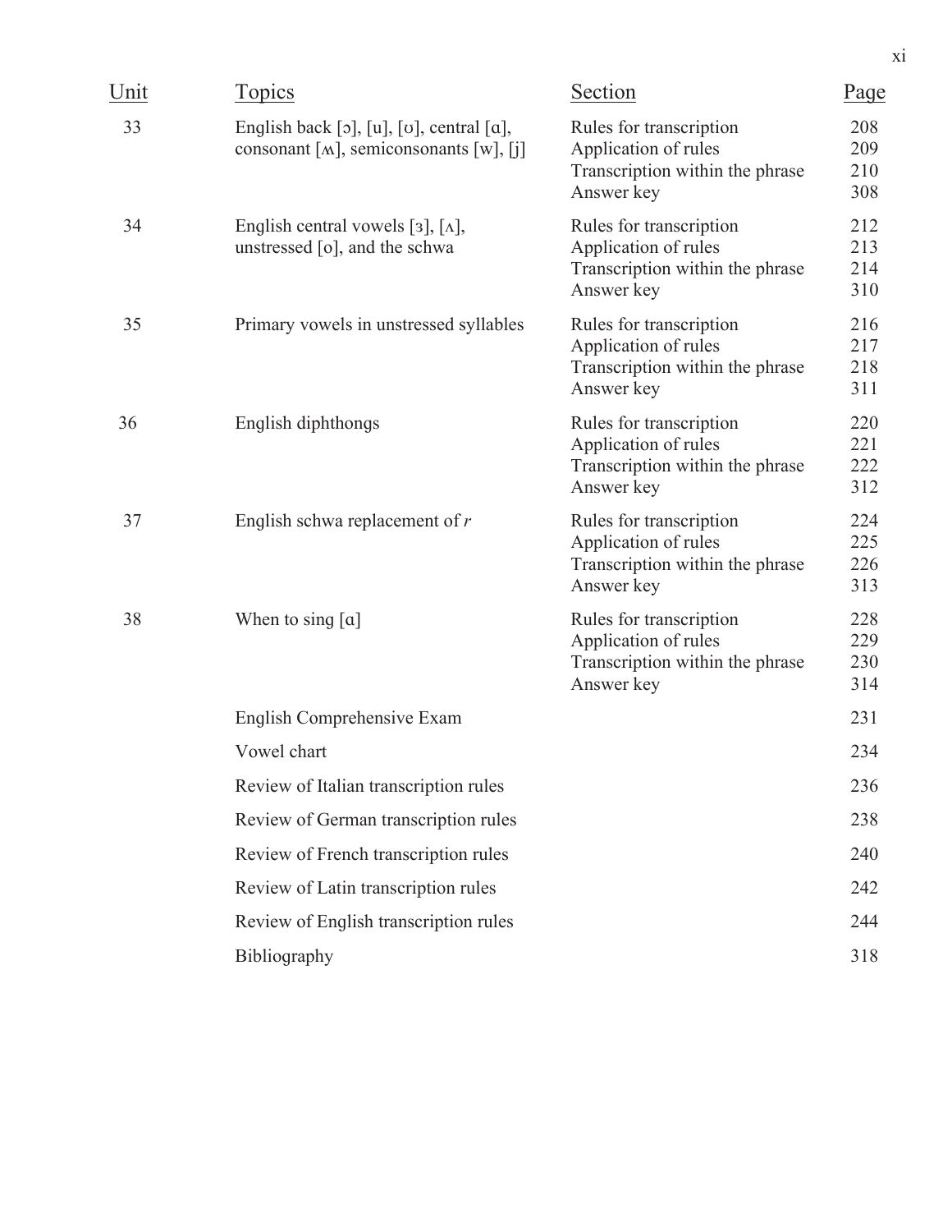| Unit | Topics | Section | Page |
|---|---|---|---|
| 33 | English back [ɔ], [u], [ʊ], central [ɑ], consonant [ʍ], semiconsonants [w], [j] | Rules for transcription | 208 |
| | | Application of rules | 209 |
| | | Transcription within the phrase | 210 |
| | | Answer key | 308 |
| 34 | English central vowels [ɜ], [ʌ], unstressed [o], and the schwa | Rules for transcription | 212 |
| | | Application of rules | 213 |
| | | Transcription within the phrase | 214 |
| | | Answer key | 310 |
| 35 | Primary vowels in unstressed syllables | Rules for transcription | 216 |
| | | Application of rules | 217 |
| | | Transcription within the phrase | 218 |
| | | Answer key | 311 |
| 36 | English diphthongs | Rules for transcription | 220 |
| | | Application of rules | 221 |
| | | Transcription within the phrase | 222 |
| | | Answer key | 312 |
| 37 | English schwa replacement of *r* | Rules for transcription | 224 |
| | | Application of rules | 225 |
| | | Transcription within the phrase | 226 |
| | | Answer key | 313 |
| 38 | When to sing [ɑ] | Rules for transcription | 228 |
| | | Application of rules | 229 |
| | | Transcription within the phrase | 230 |
| | | Answer key | 314 |
| | English Comprehensive Exam | | 231 |
| | Vowel chart | | 234 |
| | Review of Italian transcription rules | | 236 |
| | Review of German transcription rules | | 238 |
| | Review of French transcription rules | | 240 |
| | Review of Latin transcription rules | | 242 |
| | Review of English transcription rules | | 244 |
| | Bibliography | | 318 |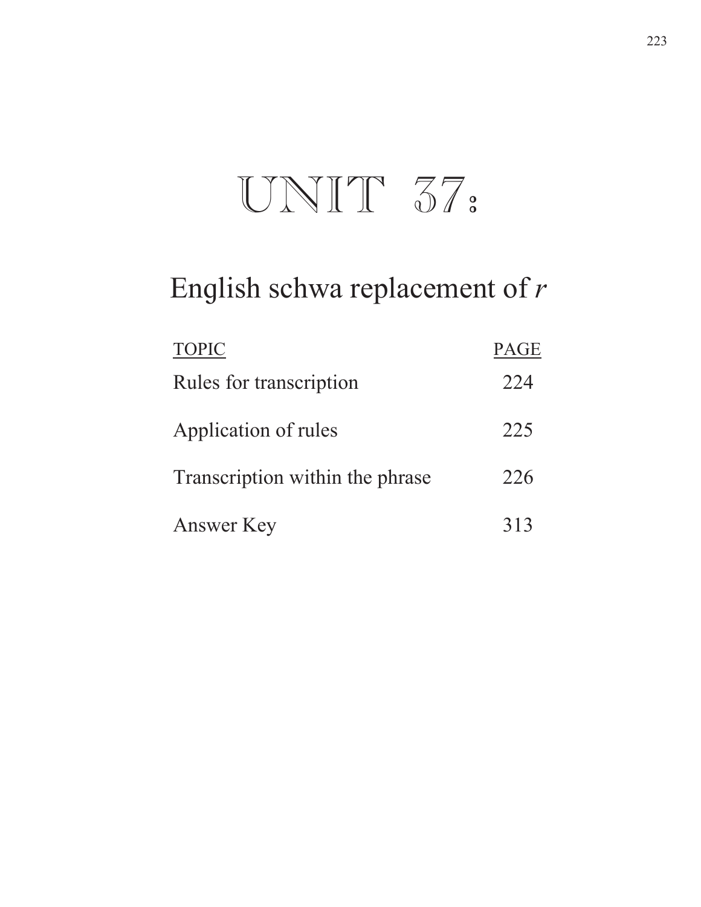# UNIT 37:

## English schwa replacement of *r*

| TOPIC | PAGE |
| --- | --- |
| Rules for transcription | 224 |
| Application of rules | 225 |
| Transcription within the phrase | 226 |
| Answer Key | 313 |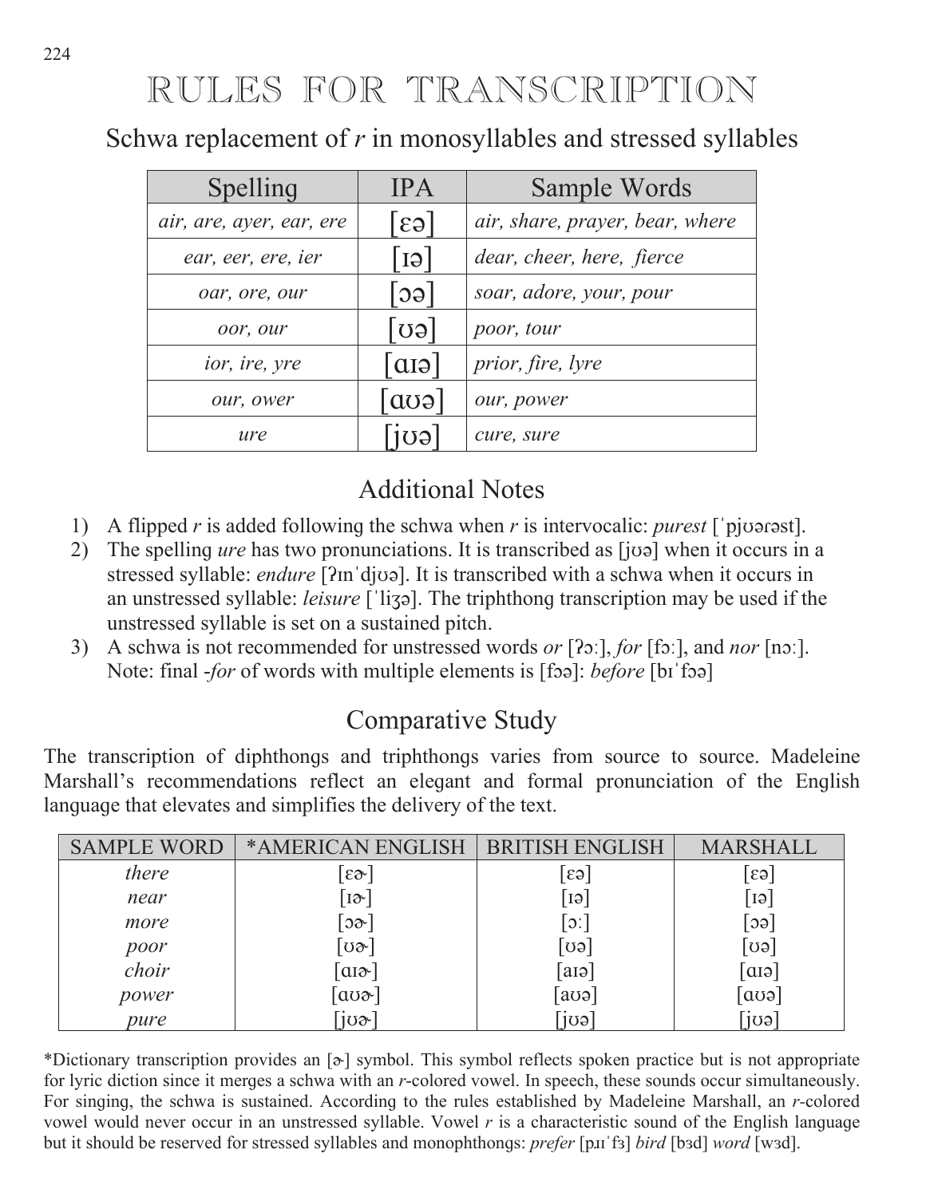# RULES FOR TRANSCRIPTION

## Schwa replacement of *r* in monosyllables and stressed syllables

| Spelling | IPA | Sample Words |
|---|---|---|
| *air, are, ayer, ear, ere* | [ɛə] | *air, share, prayer, bear, where* |
| *ear, eer, ere, ier* | [ɪə] | *dear, cheer, here, fierce* |
| *oar, ore, our* | [ɔə] | *soar, adore, your, pour* |
| *oor, our* | [ʊə] | *poor, tour* |
| *ior, ire, yre* | [ɑɪə] | *prior, fire, lyre* |
| *our, ower* | [ɑʊə] | *our, power* |
| *ure* | [jʊə] | *cure, sure* |

## Additional Notes

1) A flipped *r* is added following the schwa when *r* is intervocalic: *purest* [ˈpjʊərəst].
2) The spelling *ure* has two pronunciations. It is transcribed as [jʊə] when it occurs in a stressed syllable: *endure* [ʔɪnˈdjʊə]. It is transcribed with a schwa when it occurs in an unstressed syllable: *leisure* [ˈliʒə]. The triphthong transcription may be used if the unstressed syllable is set on a sustained pitch.
3) A schwa is not recommended for unstressed words *or* [ʔɔː], *for* [fɔː], and *nor* [nɔː]. Note: final *-for* of words with multiple elements is [fɔə]: *before* [bɪˈfɔə]

## Comparative Study

The transcription of diphthongs and triphthongs varies from source to source. Madeleine Marshall's recommendations reflect an elegant and formal pronunciation of the English language that elevates and simplifies the delivery of the text.

| SAMPLE WORD | *AMERICAN ENGLISH | BRITISH ENGLISH | MARSHALL |
|---|---|---|---|
| *there* | [ɛɚ] | [ɛə] | [ɛə] |
| *near* | [ɪɚ] | [ɪə] | [ɪə] |
| *more* | [ɔɚ] | [ɔː] | [ɔə] |
| *poor* | [ʊɚ] | [ʊə] | [ʊə] |
| *choir* | [ɑɪɚ] | [aɪə] | [ɑɪə] |
| *power* | [ɑʊɚ] | [aʊə] | [ɑʊə] |
| *pure* | [jʊɚ] | [jʊə] | [jʊə] |

*Dictionary transcription provides an [ɚ] symbol. This symbol reflects spoken practice but is not appropriate for lyric diction since it merges a schwa with an *r*-colored vowel. In speech, these sounds occur simultaneously. For singing, the schwa is sustained. According to the rules established by Madeleine Marshall, an *r*-colored vowel would never occur in an unstressed syllable. Vowel *r* is a characteristic sound of the English language but it should be reserved for stressed syllables and monophthongs: *prefer* [pɹɪˈfɜ] *bird* [bɜd] *word* [wɜd].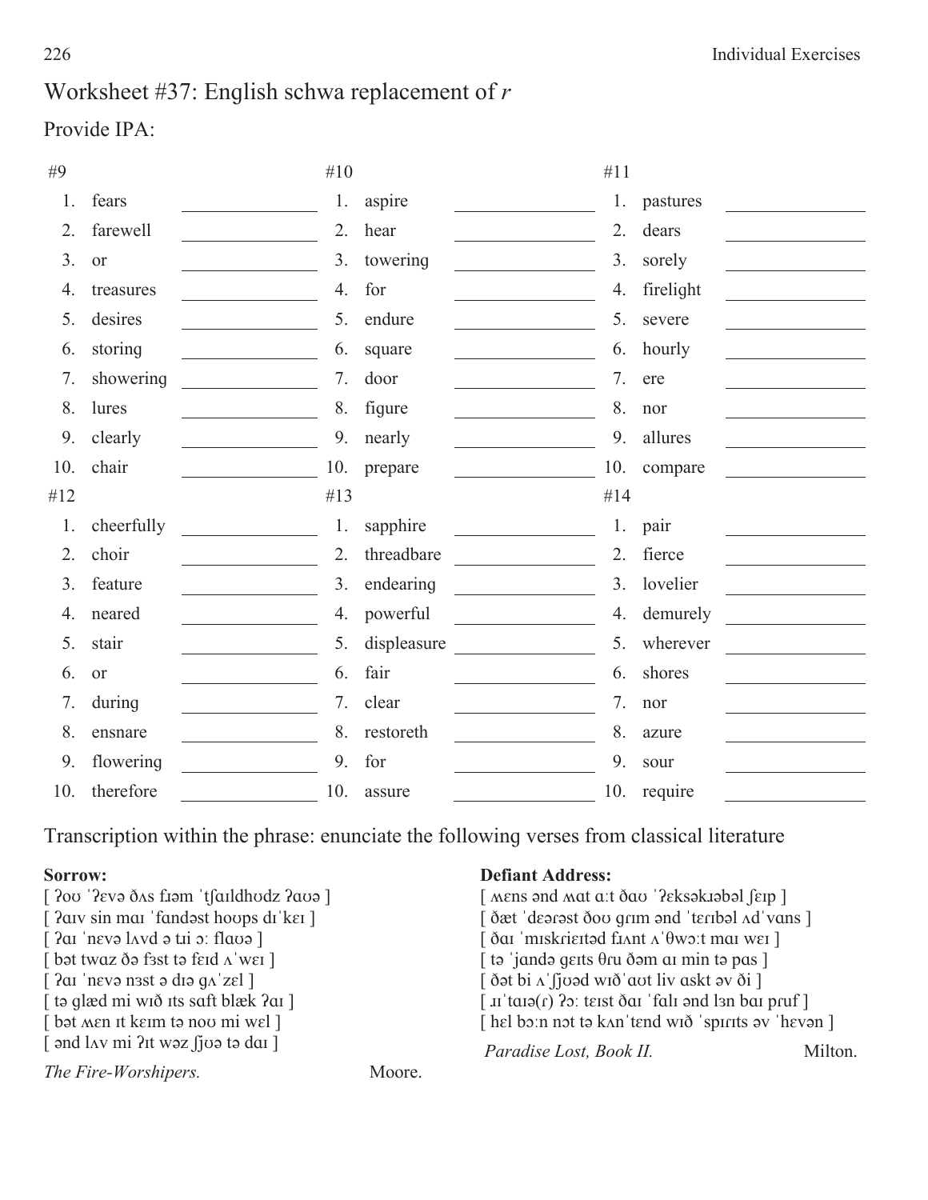# Worksheet #37: English schwa replacement of *r*

Provide IPA:

| #9 | | #10 | | #11 | |
|---|---|---|---|---|---|
| 1. fears | ________ | 1. aspire | ________ | 1. pastures | ________ |
| 2. farewell | ________ | 2. hear | ________ | 2. dears | ________ |
| 3. or | ________ | 3. towering | ________ | 3. sorely | ________ |
| 4. treasures | ________ | 4. for | ________ | 4. firelight | ________ |
| 5. desires | ________ | 5. endure | ________ | 5. severe | ________ |
| 6. storing | ________ | 6. square | ________ | 6. hourly | ________ |
| 7. showering | ________ | 7. door | ________ | 7. ere | ________ |
| 8. lures | ________ | 8. figure | ________ | 8. nor | ________ |
| 9. clearly | ________ | 9. nearly | ________ | 9. allures | ________ |
| 10. chair | ________ | 10. prepare | ________ | 10. compare | ________ |

| #12 | | #13 | | #14 | |
|---|---|---|---|---|---|
| 1. cheerfully | ________ | 1. sapphire | ________ | 1. pair | ________ |
| 2. choir | ________ | 2. threadbare | ________ | 2. fierce | ________ |
| 3. feature | ________ | 3. endearing | ________ | 3. lovelier | ________ |
| 4. neared | ________ | 4. powerful | ________ | 4. demurely | ________ |
| 5. stair | ________ | 5. displeasure | ________ | 5. wherever | ________ |
| 6. or | ________ | 6. fair | ________ | 6. shores | ________ |
| 7. during | ________ | 7. clear | ________ | 7. nor | ________ |
| 8. ensnare | ________ | 8. restoreth | ________ | 8. azure | ________ |
| 9. flowering | ________ | 9. for | ________ | 9. sour | ________ |
| 10. therefore | ________ | 10. assure | ________ | 10. require | ________ |

Transcription within the phrase: enunciate the following verses from classical literature

**Sorrow:**

[ ʔoʊ ˈʔɛvə ðʌs fɹəm ˈtʃaɪldhʊdz ʔaʊə ]
[ ʔaɪv sin maɪ ˈfɑndəst hoʊps dɪˈkeɪ ]
[ ʔaɪ ˈnɛvə lʌvd ə tɹi ɔː flaʊə ]
[ bət twɑz ðə fɜst tə feɪd ʌˈweɪ ]
[ ʔaɪ ˈnɛvə nɜst ə dɪə gʌˈzɛl ]
[ tə glæd mi wɪð ɪts sɑft blæk ʔaɪ ]
[ bət ʍɛn ɪt keɪm tə noʊ mi wɛl ]
[ ənd lʌv mi ʔɪt wəz ʃjʊə tə daɪ ]

*The Fire-Worshipers.* Moore.

**Defiant Address:**

[ ʍɛns ənd ʍɑt ɑːt ðaʊ ˈʔɛksəkɹəbəl ʃeɪp ]
[ ðæt ˈdɛərəst ðoʊ grɪm ənd ˈtɛrɪbəl ʌdˈvɑns ]
[ ðaɪ ˈmɪskrieɪtəd fɹʌnt ʌˈθwɔːt maɪ weɪ ]
[ tə ˈjɑndə geɪts θɾu ðəm aɪ min tə pɑs ]
[ ðət bi ʌˈʃjʊəd wɪðˈaʊt liv ɑskt əv ði ]
[ ɹɪˈtaɪə(ɾ) ʔɔː teɪst ðaɪ ˈfalɪ ənd lɜn baɪ pɾuf ]
[ hɛl bɔːn nɑt tə kʌnˈtɛnd wɪð ˈspɪrɪts əv ˈhɛvən ]

*Paradise Lost, Book II.* Milton.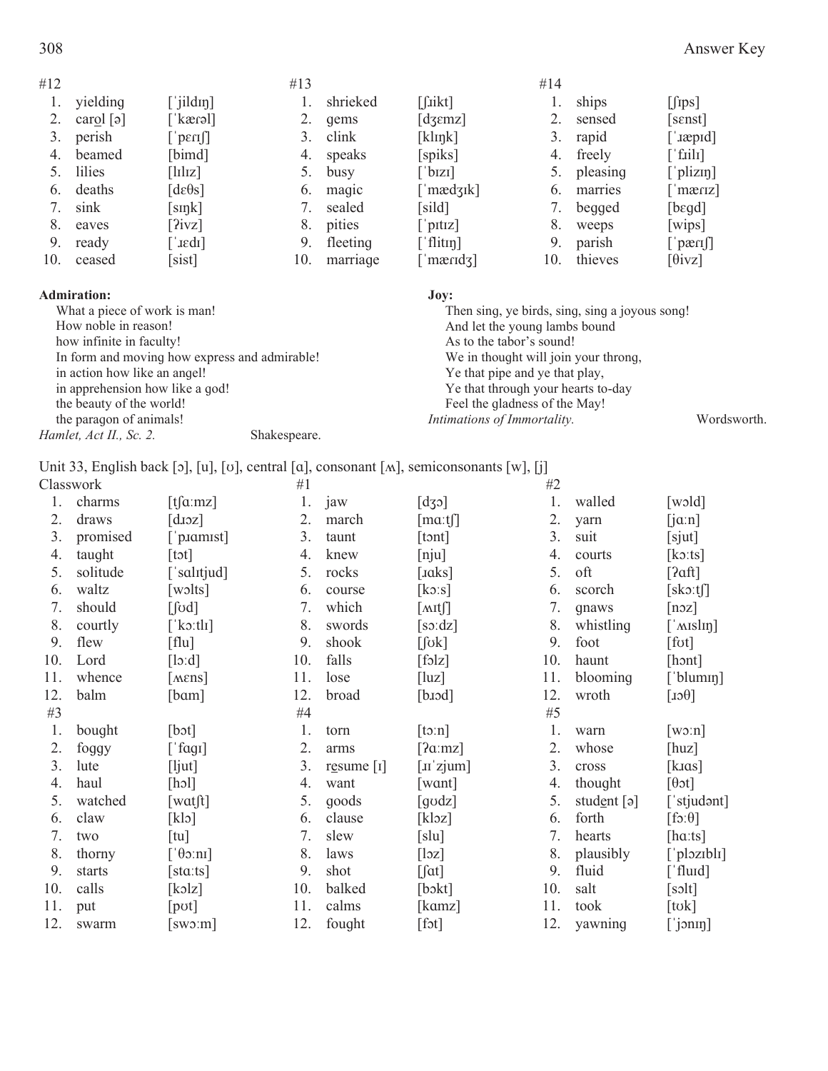#12

| # | Word | IPA |
|---|---|---|
| 1. | yielding | [ˈjildɪŋ] |
| 2. | car<u>o</u>l [ə] | [ˈkærəl] |
| 3. | perish | [ˈpɛrɪʃ] |
| 4. | beamed | [bimd] |
| 5. | lilies | [lɪlɪz] |
| 6. | deaths | [dɛθs] |
| 7. | sink | [sɪŋk] |
| 8. | eaves | [ʔivz] |
| 9. | ready | [ˈɹɛdɪ] |
| 10. | ceased | [sist] |

#13

| # | Word | IPA |
|---|---|---|
| 1. | shrieked | [ʃɹikt] |
| 2. | gems | [dʒɛmz] |
| 3. | clink | [klɪŋk] |
| 4. | speaks | [spiks] |
| 5. | busy | [ˈbɪzɪ] |
| 6. | magic | [ˈmædʒɪk] |
| 7. | sealed | [sild] |
| 8. | pities | [ˈpɪtɪz] |
| 9. | fleeting | [ˈflitɪŋ] |
| 10. | marriage | [ˈmærɪdʒ] |

#14

| # | Word | IPA |
|---|---|---|
| 1. | ships | [ʃɪps] |
| 2. | sensed | [sɛnst] |
| 3. | rapid | [ˈɹæpɪd] |
| 4. | freely | [ˈfɹilɪ] |
| 5. | pleasing | [ˈplizɪŋ] |
| 6. | marries | [ˈmærɪz] |
| 7. | begged | [bɛgd] |
| 8. | weeps | [wips] |
| 9. | parish | [ˈpærɪʃ] |
| 10. | thieves | [θivz] |

**Admiration:**

What a piece of work is man!
How noble in reason!
how infinite in faculty!
In form and moving how express and admirable!
in action how like an angel!
in apprehension how like a god!
the beauty of the world!
the paragon of animals!

*Hamlet, Act II., Sc. 2.* Shakespeare.

**Joy:**

Then sing, ye birds, sing, sing a joyous song!
And let the young lambs bound
As to the tabor's sound!
We in thought will join your throng,
Ye that pipe and ye that play,
Ye that through your hearts to-day
Feel the gladness of the May!

*Intimations of Immortality.* Wordsworth.

Unit 33, English back [ɔ], [u], [ʊ], central [ɑ], consonant [ʍ], semiconsonants [w], [j]

Classwork

| # | Word | IPA |
|---|---|---|
| 1. | charms | [tʃɑːmz] |
| 2. | draws | [dɹɔz] |
| 3. | promised | [ˈpɹɑmɪst] |
| 4. | taught | [tɔt] |
| 5. | solitude | [ˈsɑlɪtjud] |
| 6. | waltz | [wɔlts] |
| 7. | should | [ʃʊd] |
| 8. | courtly | [ˈkɔːtlɪ] |
| 9. | flew | [flu] |
| 10. | Lord | [lɔːd] |
| 11. | whence | [ʍɛns] |
| 12. | balm | [bɑm] |

#1

| # | Word | IPA |
|---|---|---|
| 1. | jaw | [dʒɔ] |
| 2. | march | [mɑːtʃ] |
| 3. | taunt | [tɔnt] |
| 4. | knew | [nju] |
| 5. | rocks | [ɹɑks] |
| 6. | course | [kɔːs] |
| 7. | which | [ʍɪtʃ] |
| 8. | swords | [sɔːdz] |
| 9. | shook | [ʃʊk] |
| 10. | falls | [fɔlz] |
| 11. | lose | [luz] |
| 12. | broad | [bɹɔd] |

#2

| # | Word | IPA |
|---|---|---|
| 1. | walled | [wɔld] |
| 2. | yarn | [jɑːn] |
| 3. | suit | [sjut] |
| 4. | courts | [kɔːts] |
| 5. | oft | [ʔɑft] |
| 6. | scorch | [skɔːtʃ] |
| 7. | gnaws | [nɔz] |
| 8. | whistling | [ˈʍɪslɪŋ] |
| 9. | foot | [fʊt] |
| 10. | haunt | [hɔnt] |
| 11. | blooming | [ˈblumɪŋ] |
| 12. | wroth | [ɹɔθ] |

#3

| # | Word | IPA |
|---|---|---|
| 1. | bought | [bɔt] |
| 2. | foggy | [ˈfɑgɪ] |
| 3. | lute | [ljut] |
| 4. | haul | [hɔl] |
| 5. | watched | [wɑtʃt] |
| 6. | claw | [klɔ] |
| 7. | two | [tu] |
| 8. | thorny | [ˈθɔːnɪ] |
| 9. | starts | [stɑːts] |
| 10. | calls | [kɔlz] |
| 11. | put | [pʊt] |
| 12. | swarm | [swɔːm] |

#4

| # | Word | IPA |
|---|---|---|
| 1. | torn | [tɔːn] |
| 2. | arms | [ʔɑːmz] |
| 3. | r<u>e</u>sume [ɪ] | [ɹɪˈzjum] |
| 4. | want | [wɑnt] |
| 5. | goods | [gʊdz] |
| 6. | clause | [klɔz] |
| 7. | slew | [slu] |
| 8. | laws | [lɔz] |
| 9. | shot | [ʃɑt] |
| 10. | balked | [bɔkt] |
| 11. | calms | [kɑmz] |
| 12. | fought | [fɔt] |

#5

| # | Word | IPA |
|---|---|---|
| 1. | warn | [wɔːn] |
| 2. | whose | [huz] |
| 3. | cross | [kɹɑs] |
| 4. | thought | [θɔt] |
| 5. | stud<u>e</u>nt [ə] | [ˈstjudənt] |
| 6. | forth | [fɔːθ] |
| 7. | hearts | [hɑːts] |
| 8. | plausibly | [ˈplɔzɪblɪ] |
| 9. | fluid | [ˈfluɪd] |
| 10. | salt | [sɔlt] |
| 11. | took | [tʊk] |
| 12. | yawning | [ˈjɔnɪŋ] |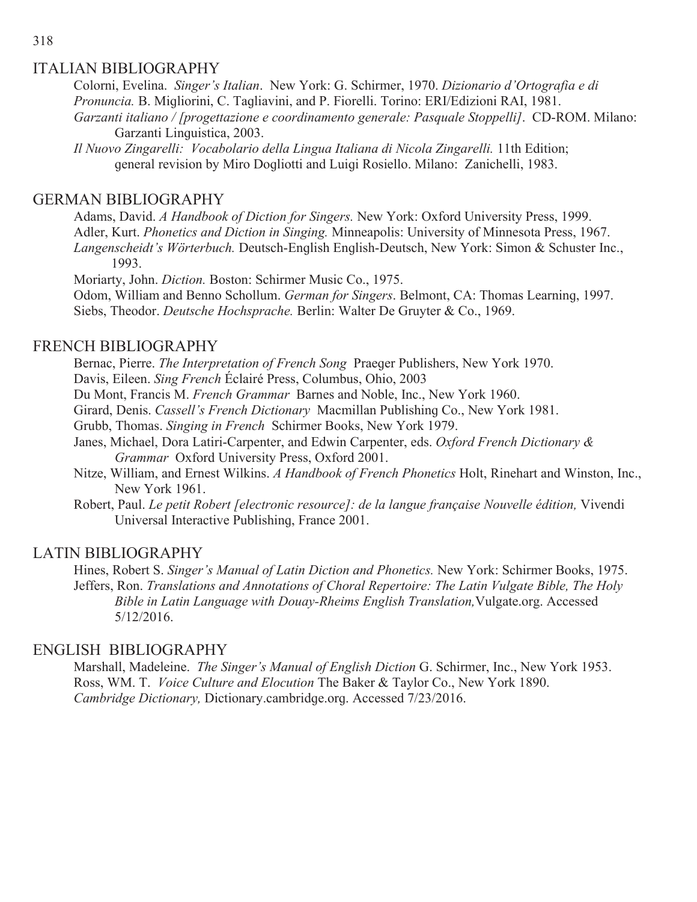## ITALIAN BIBLIOGRAPHY

Colorni, Evelina. *Singer's Italian*. New York: G. Schirmer, 1970. *Dizionario d'Ortografia e di Pronuncia.* B. Migliorini, C. Tagliavini, and P. Fiorelli. Torino: ERI/Edizioni RAI, 1981.

*Garzanti italiano / [progettazione e coordinamento generale: Pasquale Stoppelli]*. CD-ROM. Milano: Garzanti Linguistica, 2003.

*Il Nuovo Zingarelli: Vocabolario della Lingua Italiana di Nicola Zingarelli.* 11th Edition; general revision by Miro Dogliotti and Luigi Rosiello. Milano: Zanichelli, 1983.

## GERMAN BIBLIOGRAPHY

Adams, David. *A Handbook of Diction for Singers.* New York: Oxford University Press, 1999.

Adler, Kurt. *Phonetics and Diction in Singing.* Minneapolis: University of Minnesota Press, 1967.

*Langenscheidt's Wörterbuch.* Deutsch-English English-Deutsch, New York: Simon & Schuster Inc., 1993.

Moriarty, John. *Diction.* Boston: Schirmer Music Co., 1975.

Odom, William and Benno Schollum. *German for Singers*. Belmont, CA: Thomas Learning, 1997.

Siebs, Theodor. *Deutsche Hochsprache.* Berlin: Walter De Gruyter & Co., 1969.

## FRENCH BIBLIOGRAPHY

Bernac, Pierre. *The Interpretation of French Song* Praeger Publishers, New York 1970.

Davis, Eileen. *Sing French* Éclairé Press, Columbus, Ohio, 2003

Du Mont, Francis M. *French Grammar* Barnes and Noble, Inc., New York 1960.

Girard, Denis. *Cassell's French Dictionary* Macmillan Publishing Co., New York 1981.

Grubb, Thomas. *Singing in French* Schirmer Books, New York 1979.

Janes, Michael, Dora Latiri-Carpenter, and Edwin Carpenter, eds. *Oxford French Dictionary & Grammar* Oxford University Press, Oxford 2001.

Nitze, William, and Ernest Wilkins. *A Handbook of French Phonetics* Holt, Rinehart and Winston, Inc., New York 1961.

Robert, Paul. *Le petit Robert [electronic resource]: de la langue française Nouvelle édition,* Vivendi Universal Interactive Publishing, France 2001.

## LATIN BIBLIOGRAPHY

Hines, Robert S. *Singer's Manual of Latin Diction and Phonetics.* New York: Schirmer Books, 1975.

Jeffers, Ron. *Translations and Annotations of Choral Repertoire: The Latin Vulgate Bible, The Holy Bible in Latin Language with Douay-Rheims English Translation,*Vulgate.org. Accessed 5/12/2016.

## ENGLISH BIBLIOGRAPHY

Marshall, Madeleine. *The Singer's Manual of English Diction* G. Schirmer, Inc., New York 1953.

Ross, WM. T. *Voice Culture and Elocution* The Baker & Taylor Co., New York 1890.

*Cambridge Dictionary,* Dictionary.cambridge.org. Accessed 7/23/2016.